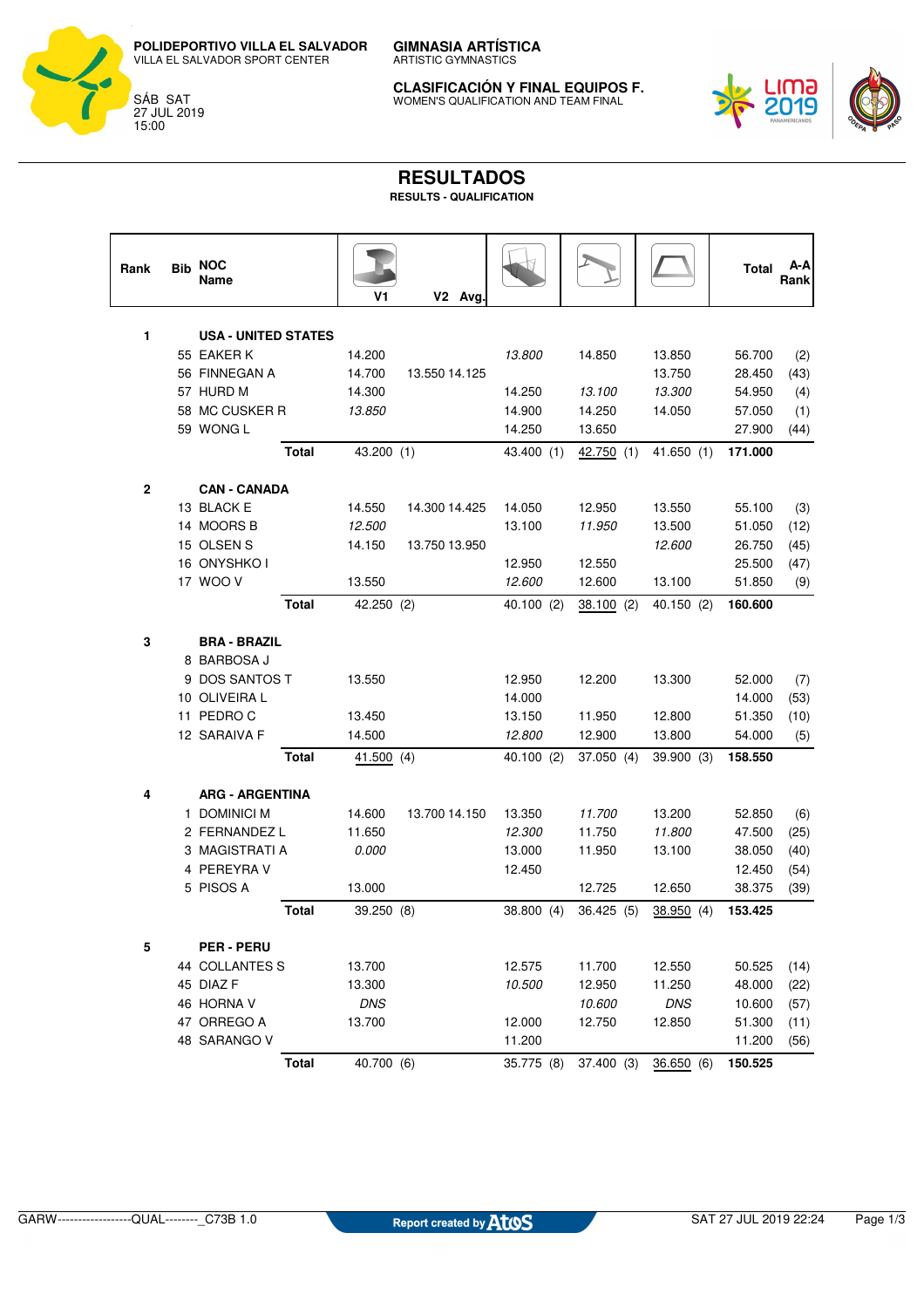**POLIDEPORTIVO VILLA EL SALVADOR**
VILLA EL SALVADOR SPORT CENTER

SÁB SAT
27 JUL 2019
15:00

**GIMNASIA ARTÍSTICA**
ARTISTIC GYMNASTICS

**CLASIFICACIÓN Y FINAL EQUIPOS F.**
WOMEN'S QUALIFICATION AND TEAM FINAL

# RESULTADOS

**RESULTS - QUALIFICATION**

| Rank | Bib | NOC Name | | Vault V1 | V2 | Avg. | Uneven Bars | Balance Beam | Floor | Total | A-A Rank |
|---|---|---|---|---|---|---|---|---|---|---|---|
| 1 | | **USA - UNITED STATES** | | | | | | | | | |
| | 55 | EAKER K | | 14.200 | | | *13.800* | 14.850 | 13.850 | 56.700 | (2) |
| | 56 | FINNEGAN A | | 14.700 | 13.550 | 14.125 | | | 13.750 | 28.450 | (43) |
| | 57 | HURD M | | 14.300 | | | 14.250 | *13.100* | *13.300* | 54.950 | (4) |
| | 58 | MC CUSKER R | | *13.850* | | | 14.900 | 14.250 | 14.050 | 57.050 | (1) |
| | 59 | WONG L | | | | | 14.250 | 13.650 | | 27.900 | (44) |
| | | | **Total** | 43.200 (1) | | | 43.400 (1) | 42.750 (1) | 41.650 (1) | **171.000** | |
| 2 | | **CAN - CANADA** | | | | | | | | | |
| | 13 | BLACK E | | 14.550 | 14.300 | 14.425 | 14.050 | 12.950 | 13.550 | 55.100 | (3) |
| | 14 | MOORS B | | *12.500* | | | 13.100 | *11.950* | 13.500 | 51.050 | (12) |
| | 15 | OLSEN S | | 14.150 | 13.750 | 13.950 | | | *12.600* | 26.750 | (45) |
| | 16 | ONYSHKO I | | | | | 12.950 | 12.550 | | 25.500 | (47) |
| | 17 | WOO V | | 13.550 | | | *12.600* | 12.600 | 13.100 | 51.850 | (9) |
| | | | **Total** | 42.250 (2) | | | 40.100 (2) | 38.100 (2) | 40.150 (2) | **160.600** | |
| 3 | | **BRA - BRAZIL** | | | | | | | | | |
| | 8 | BARBOSA J | | | | | | | | | |
| | 9 | DOS SANTOS T | | 13.550 | | | 12.950 | 12.200 | 13.300 | 52.000 | (7) |
| | 10 | OLIVEIRA L | | | | | 14.000 | | | 14.000 | (53) |
| | 11 | PEDRO C | | 13.450 | | | 13.150 | 11.950 | 12.800 | 51.350 | (10) |
| | 12 | SARAIVA F | | 14.500 | | | *12.800* | 12.900 | 13.800 | 54.000 | (5) |
| | | | **Total** | 41.500 (4) | | | 40.100 (2) | 37.050 (4) | 39.900 (3) | **158.550** | |
| 4 | | **ARG - ARGENTINA** | | | | | | | | | |
| | 1 | DOMINICI M | | 14.600 | 13.700 | 14.150 | 13.350 | *11.700* | 13.200 | 52.850 | (6) |
| | 2 | FERNANDEZ L | | 11.650 | | | *12.300* | 11.750 | *11.800* | 47.500 | (25) |
| | 3 | MAGISTRATI A | | *0.000* | | | 13.000 | 11.950 | 13.100 | 38.050 | (40) |
| | 4 | PEREYRA V | | | | | 12.450 | | | 12.450 | (54) |
| | 5 | PISOS A | | 13.000 | | | | 12.725 | 12.650 | 38.375 | (39) |
| | | | **Total** | 39.250 (8) | | | 38.800 (4) | 36.425 (5) | 38.950 (4) | **153.425** | |
| 5 | | **PER - PERU** | | | | | | | | | |
| | 44 | COLLANTES S | | 13.700 | | | 12.575 | 11.700 | 12.550 | 50.525 | (14) |
| | 45 | DIAZ F | | 13.300 | | | *10.500* | 12.950 | 11.250 | 48.000 | (22) |
| | 46 | HORNA V | | *DNS* | | | | *10.600* | *DNS* | 10.600 | (57) |
| | 47 | ORREGO A | | 13.700 | | | 12.000 | 12.750 | 12.850 | 51.300 | (11) |
| | 48 | SARANGO V | | | | | 11.200 | | | 11.200 | (56) |
| | | | **Total** | 40.700 (6) | | | 35.775 (8) | 37.400 (3) | 36.650 (6) | **150.525** | |

GARW------------------QUAL--------_C73B 1.0    Report created by Atos    SAT 27 JUL 2019 22:24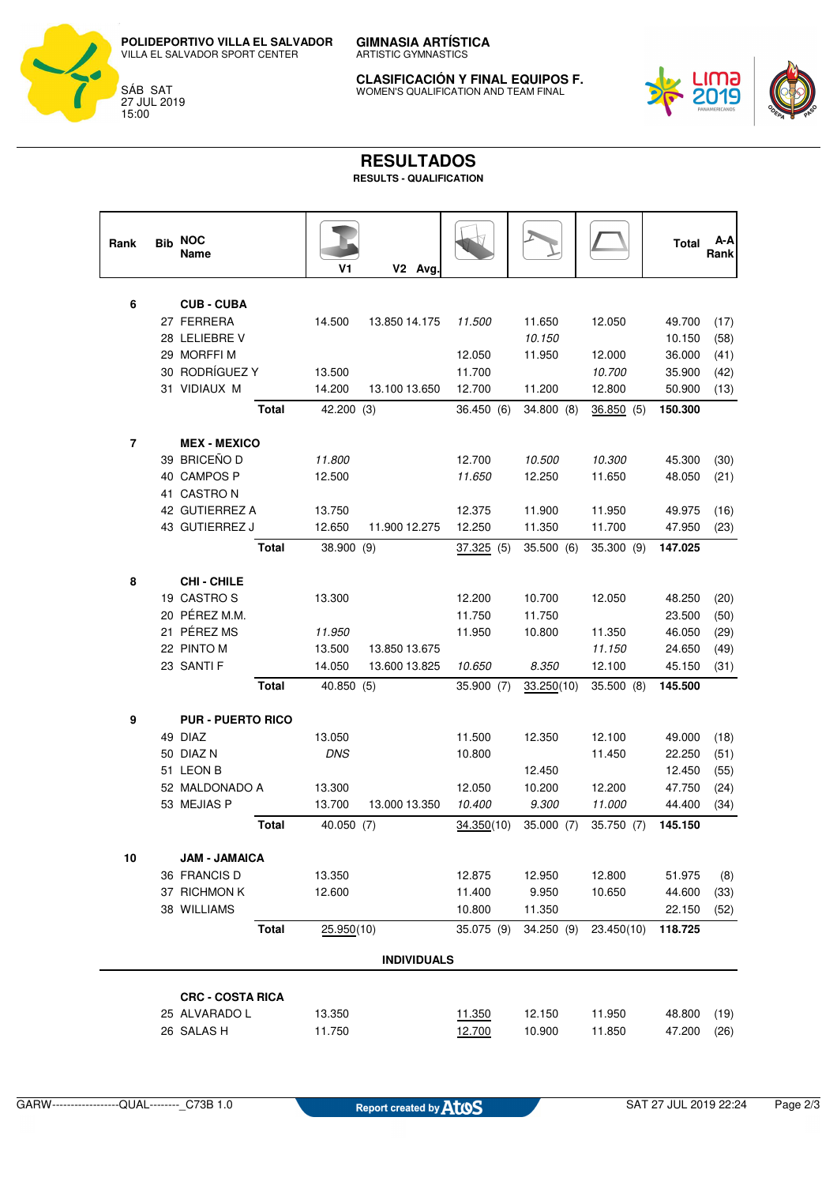POLIDEPORTIVO VILLA EL SALVADOR
VILLA EL SALVADOR SPORT CENTER

SÁB SAT
27 JUL 2019
15:00

GIMNASIA ARTÍSTICA
ARTISTIC GYMNASTICS

CLASIFICACIÓN Y FINAL EQUIPOS F.
WOMEN'S QUALIFICATION AND TEAM FINAL

# RESULTADOS

**RESULTS - QUALIFICATION**

| Rank | Bib | NOC Name | Vault V1 | Vault V2 | Vault Avg. | Uneven Bars | Beam | Floor | Total | A-A Rank |
|---|---|---|---|---|---|---|---|---|---|---|
| **6** | | **CUB - CUBA** | | | | | | | | |
| | 27 | FERRERA | 14.500 | 13.850 | 14.175 | *11.500* | 11.650 | 12.050 | 49.700 | (17) |
| | 28 | LELIEBRE V | | | | | *10.150* | | 10.150 | (58) |
| | 29 | MORFFI M | | | | 12.050 | 11.950 | 12.000 | 36.000 | (41) |
| | 30 | RODRÍGUEZ Y | 13.500 | | | 11.700 | | *10.700* | 35.900 | (42) |
| | 31 | VIDIAUX M | 14.200 | 13.100 | 13.650 | 12.700 | 11.200 | 12.800 | 50.900 | (13) |
| | | **Total** | 42.200 (3) | | | 36.450 (6) | 34.800 (8) | 36.850 (5) | **150.300** | |
| **7** | | **MEX - MEXICO** | | | | | | | | |
| | 39 | BRICEÑO D | *11.800* | | | 12.700 | *10.500* | *10.300* | 45.300 | (30) |
| | 40 | CAMPOS P | 12.500 | | | *11.650* | 12.250 | 11.650 | 48.050 | (21) |
| | 41 | CASTRO N | | | | | | | | |
| | 42 | GUTIERREZ A | 13.750 | | | 12.375 | 11.900 | 11.950 | 49.975 | (16) |
| | 43 | GUTIERREZ J | 12.650 | 11.900 | 12.275 | 12.250 | 11.350 | 11.700 | 47.950 | (23) |
| | | **Total** | 38.900 (9) | | | 37.325 (5) | 35.500 (6) | 35.300 (9) | **147.025** | |
| **8** | | **CHI - CHILE** | | | | | | | | |
| | 19 | CASTRO S | 13.300 | | | 12.200 | 10.700 | 12.050 | 48.250 | (20) |
| | 20 | PÉREZ M.M. | | | | 11.750 | 11.750 | | 23.500 | (50) |
| | 21 | PÉREZ MS | *11.950* | | | 11.950 | 10.800 | 11.350 | 46.050 | (29) |
| | 22 | PINTO M | 13.500 | 13.850 | 13.675 | | | *11.150* | 24.650 | (49) |
| | 23 | SANTI F | 14.050 | 13.600 | 13.825 | *10.650* | *8.350* | 12.100 | 45.150 | (31) |
| | | **Total** | 40.850 (5) | | | 35.900 (7) | 33.250 (10) | 35.500 (8) | **145.500** | |
| **9** | | **PUR - PUERTO RICO** | | | | | | | | |
| | 49 | DIAZ | 13.050 | | | 11.500 | 12.350 | 12.100 | 49.000 | (18) |
| | 50 | DIAZ N | *DNS* | | | 10.800 | | 11.450 | 22.250 | (51) |
| | 51 | LEON B | | | | | 12.450 | | 12.450 | (55) |
| | 52 | MALDONADO A | 13.300 | | | 12.050 | 10.200 | 12.200 | 47.750 | (24) |
| | 53 | MEJIAS P | 13.700 | 13.000 | 13.350 | *10.400* | *9.300* | *11.000* | 44.400 | (34) |
| | | **Total** | 40.050 (7) | | | 34.350 (10) | 35.000 (7) | 35.750 (7) | **145.150** | |
| **10** | | **JAM - JAMAICA** | | | | | | | | |
| | 36 | FRANCIS D | 13.350 | | | 12.875 | 12.950 | 12.800 | 51.975 | (8) |
| | 37 | RICHMON K | 12.600 | | | 11.400 | 9.950 | 10.650 | 44.600 | (33) |
| | 38 | WILLIAMS | | | | 10.800 | 11.350 | | 22.150 | (52) |
| | | **Total** | 25.950 (10) | | | 35.075 (9) | 34.250 (9) | 23.450 (10) | **118.725** | |

**INDIVIDUALS**

| Rank | Bib | NOC Name | Vault V1 | Vault V2 | Vault Avg. | Uneven Bars | Beam | Floor | Total | A-A Rank |
|---|---|---|---|---|---|---|---|---|---|---|
| | | **CRC - COSTA RICA** | | | | | | | | |
| | 25 | ALVARADO L | 13.350 | | | 11.350 | 12.150 | 11.950 | 48.800 | (19) |
| | 26 | SALAS H | 11.750 | | | 12.700 | 10.900 | 11.850 | 47.200 | (26) |

GARW------------------QUAL--------_C73B 1.0 — Report created by Atos — SAT 27 JUL 2019 22:24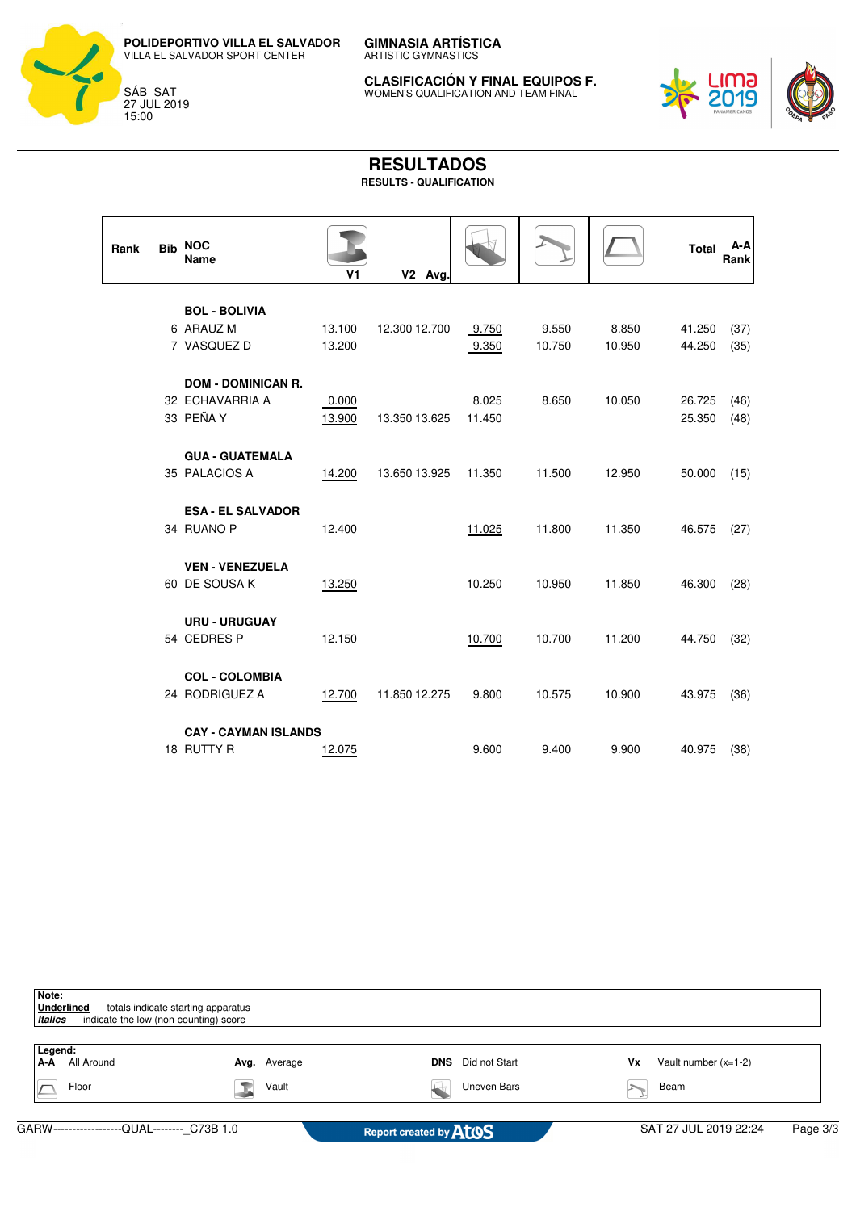POLIDEPORTIVO VILLA EL SALVADOR
VILLA EL SALVADOR SPORT CENTER

SÁB SAT
27 JUL 2019
15:00

GIMNASIA ARTÍSTICA
ARTISTIC GYMNASTICS

CLASIFICACIÓN Y FINAL EQUIPOS F.
WOMEN'S QUALIFICATION AND TEAM FINAL

# RESULTADOS

## RESULTS - QUALIFICATION

| Rank | Bib | NOC Name | Vault V1 | Vault V2 | Vault Avg. | Uneven Bars | Beam | Floor | Total | A-A Rank |
|---|---|---|---|---|---|---|---|---|---|---|
| | | **BOL - BOLIVIA** | | | | | | | | |
| | 6 | ARAUZ M | 13.100 | 12.300 | 12.700 | <u>9.750</u> | 9.550 | 8.850 | 41.250 | (37) |
| | 7 | VASQUEZ D | 13.200 | | | <u>9.350</u> | 10.750 | 10.950 | 44.250 | (35) |
| | | **DOM - DOMINICAN R.** | | | | | | | | |
| | 32 | ECHAVARRIA A | <u>0.000</u> | | | 8.025 | 8.650 | 10.050 | 26.725 | (46) |
| | 33 | PEÑA Y | <u>13.900</u> | 13.350 | 13.625 | 11.450 | | | 25.350 | (48) |
| | | **GUA - GUATEMALA** | | | | | | | | |
| | 35 | PALACIOS A | <u>14.200</u> | 13.650 | 13.925 | 11.350 | 11.500 | 12.950 | 50.000 | (15) |
| | | **ESA - EL SALVADOR** | | | | | | | | |
| | 34 | RUANO P | 12.400 | | | <u>11.025</u> | 11.800 | 11.350 | 46.575 | (27) |
| | | **VEN - VENEZUELA** | | | | | | | | |
| | 60 | DE SOUSA K | <u>13.250</u> | | | 10.250 | 10.950 | 11.850 | 46.300 | (28) |
| | | **URU - URUGUAY** | | | | | | | | |
| | 54 | CEDRES P | 12.150 | | | <u>10.700</u> | 10.700 | 11.200 | 44.750 | (32) |
| | | **COL - COLOMBIA** | | | | | | | | |
| | 24 | RODRIGUEZ A | <u>12.700</u> | 11.850 | 12.275 | 9.800 | 10.575 | 10.900 | 43.975 | (36) |
| | | **CAY - CAYMAN ISLANDS** | | | | | | | | |
| | 18 | RUTTY R | <u>12.075</u> | | | 9.600 | 9.400 | 9.900 | 40.975 | (38) |

**Note:**
<u>**Underlined**</u> totals indicate starting apparatus
***Italics*** indicate the low (non-counting) score

**Legend:**

| | | | | | | | |
|---|---|---|---|---|---|---|---|
| **A-A** | All Around | **Avg.** | Average | **DNS** | Did not Start | **Vx** | Vault number (x=1-2) |
| | Floor | | Vault | | Uneven Bars | | Beam |

GARW------------------QUAL--------_C73B 1.0    Report created by Atos    SAT 27 JUL 2019 22:24